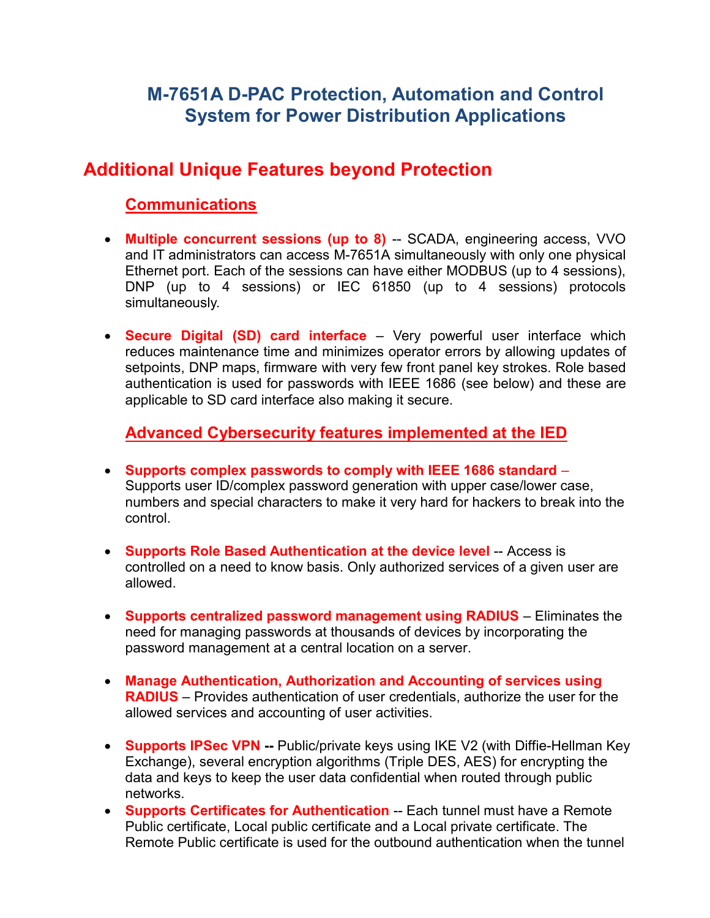# M-7651A D-PAC Protection, Automation and Control System for Power Distribution Applications

## Additional Unique Features beyond Protection

### Communications

- **Multiple concurrent sessions (up to 8)** -- SCADA, engineering access, VVO and IT administrators can access M-7651A simultaneously with only one physical Ethernet port. Each of the sessions can have either MODBUS (up to 4 sessions), DNP (up to 4 sessions) or IEC 61850 (up to 4 sessions) protocols simultaneously.

- **Secure Digital (SD) card interface** – Very powerful user interface which reduces maintenance time and minimizes operator errors by allowing updates of setpoints, DNP maps, firmware with very few front panel key strokes. Role based authentication is used for passwords with IEEE 1686 (see below) and these are applicable to SD card interface also making it secure.

### Advanced Cybersecurity features implemented at the IED

- **Supports complex passwords to comply with IEEE 1686 standard** – Supports user ID/complex password generation with upper case/lower case, numbers and special characters to make it very hard for hackers to break into the control.

- **Supports Role Based Authentication at the device level** -- Access is controlled on a need to know basis. Only authorized services of a given user are allowed.

- **Supports centralized password management using RADIUS** – Eliminates the need for managing passwords at thousands of devices by incorporating the password management at a central location on a server.

- **Manage Authentication, Authorization and Accounting of services using RADIUS** – Provides authentication of user credentials, authorize the user for the allowed services and accounting of user activities.

- **Supports IPSec VPN --** Public/private keys using IKE V2 (with Diffie-Hellman Key Exchange), several encryption algorithms (Triple DES, AES) for encrypting the data and keys to keep the user data confidential when routed through public networks.
- **Supports Certificates for Authentication** -- Each tunnel must have a Remote Public certificate, Local public certificate and a Local private certificate. The Remote Public certificate is used for the outbound authentication when the tunnel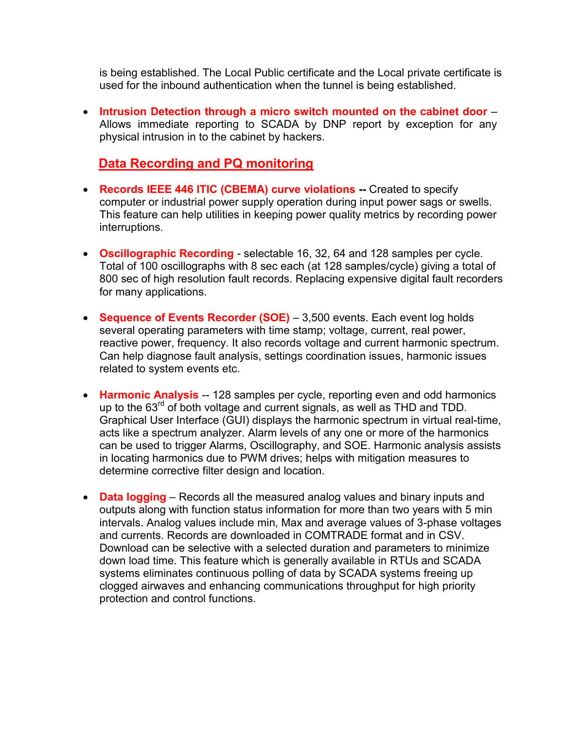is being established. The Local Public certificate and the Local private certificate is used for the inbound authentication when the tunnel is being established.

- **Intrusion Detection through a micro switch mounted on the cabinet door** – Allows immediate reporting to SCADA by DNP report by exception for any physical intrusion in to the cabinet by hackers.

## Data Recording and PQ monitoring

- **Records IEEE 446 ITIC (CBEMA) curve violations --** Created to specify computer or industrial power supply operation during input power sags or swells. This feature can help utilities in keeping power quality metrics by recording power interruptions.

- **Oscillographic Recording** - selectable 16, 32, 64 and 128 samples per cycle. Total of 100 oscillographs with 8 sec each (at 128 samples/cycle) giving a total of 800 sec of high resolution fault records. Replacing expensive digital fault recorders for many applications.

- **Sequence of Events Recorder (SOE)** – 3,500 events. Each event log holds several operating parameters with time stamp; voltage, current, real power, reactive power, frequency. It also records voltage and current harmonic spectrum. Can help diagnose fault analysis, settings coordination issues, harmonic issues related to system events etc.

- **Harmonic Analysis** -- 128 samples per cycle, reporting even and odd harmonics up to the 63$^{rd}$ of both voltage and current signals, as well as THD and TDD. Graphical User Interface (GUI) displays the harmonic spectrum in virtual real-time, acts like a spectrum analyzer. Alarm levels of any one or more of the harmonics can be used to trigger Alarms, Oscillography, and SOE. Harmonic analysis assists in locating harmonics due to PWM drives; helps with mitigation measures to determine corrective filter design and location.

- **Data logging** – Records all the measured analog values and binary inputs and outputs along with function status information for more than two years with 5 min intervals. Analog values include min, Max and average values of 3-phase voltages and currents. Records are downloaded in COMTRADE format and in CSV. Download can be selective with a selected duration and parameters to minimize down load time. This feature which is generally available in RTUs and SCADA systems eliminates continuous polling of data by SCADA systems freeing up clogged airwaves and enhancing communications throughput for high priority protection and control functions.